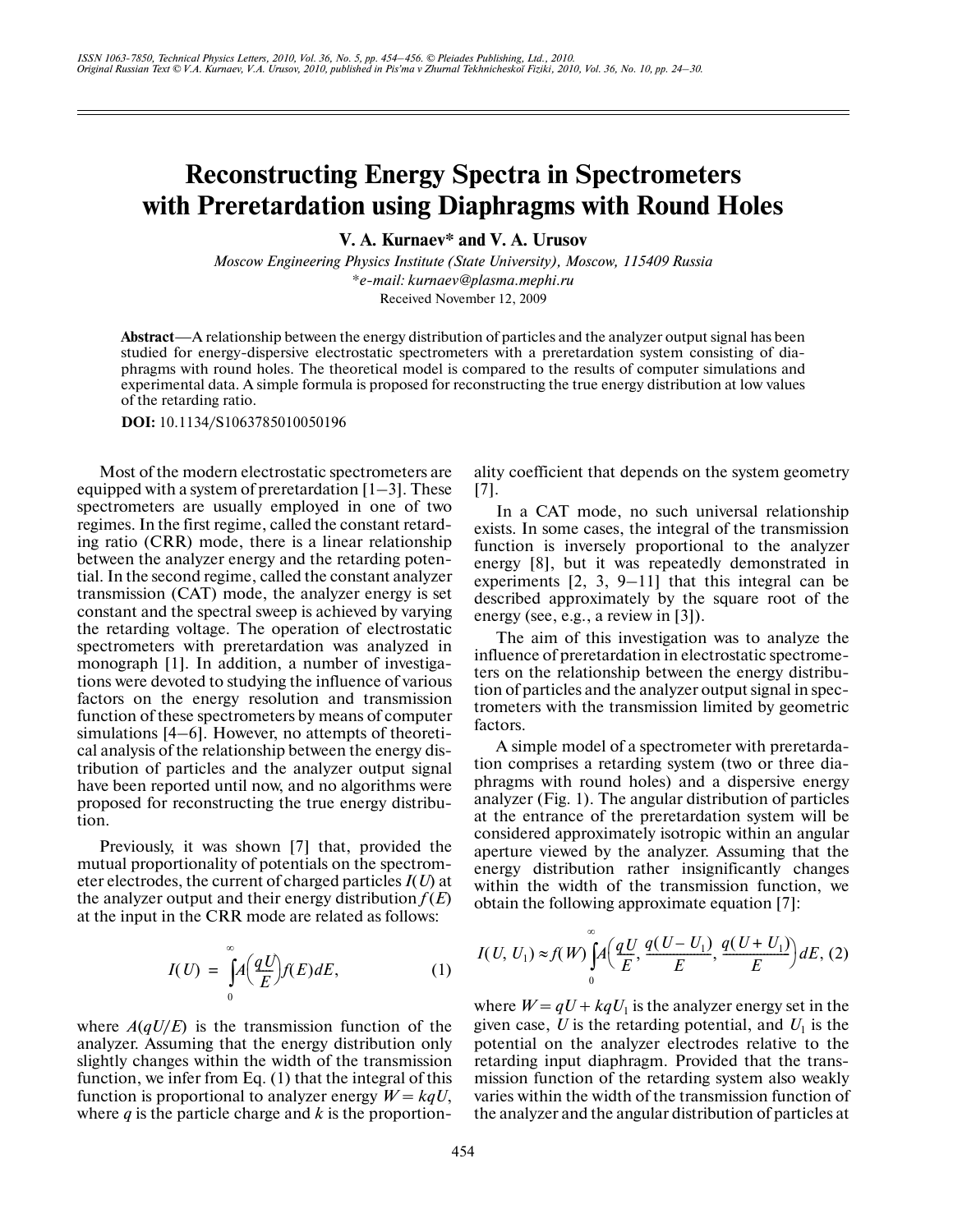# Reconstructing Energy Spectra in Spectrometers with Preretardation using Diaphragms with Round Holes

**V. A. Kurnaev\* and V. A. Urusov**

*Moscow Engineering Physics Institute (State University), Moscow, 115409 Russia*
*\*e-mail: kurnaev@plasma.mephi.ru*
Received November 12, 2009

**Abstract**—A relationship between the energy distribution of particles and the analyzer output signal has been studied for energy-dispersive electrostatic spectrometers with a preretardation system consisting of diaphragms with round holes. The theoretical model is compared to the results of computer simulations and experimental data. A simple formula is proposed for reconstructing the true energy distribution at low values of the retarding ratio.

**DOI:** 10.1134/S1063785010050196

Most of the modern electrostatic spectrometers are equipped with a system of preretardation [1–3]. These spectrometers are usually employed in one of two regimes. In the first regime, called the constant retarding ratio (CRR) mode, there is a linear relationship between the analyzer energy and the retarding potential. In the second regime, called the constant analyzer transmission (CAT) mode, the analyzer energy is set constant and the spectral sweep is achieved by varying the retarding voltage. The operation of electrostatic spectrometers with preretardation was analyzed in monograph [1]. In addition, a number of investigations were devoted to studying the influence of various factors on the energy resolution and transmission function of these spectrometers by means of computer simulations [4–6]. However, no attempts of theoretical analysis of the relationship between the energy distribution of particles and the analyzer output signal have been reported until now, and no algorithms were proposed for reconstructing the true energy distribution.

Previously, it was shown [7] that, provided the mutual proportionality of potentials on the spectrometer electrodes, the current of charged particles $I(U)$ at the analyzer output and their energy distribution $f(E)$ at the input in the CRR mode are related as follows:

$$I(U) = \int_0^{\infty} A\left(\frac{qU}{E}\right) f(E)dE, \tag{1}$$

where $A(qU/E)$ is the transmission function of the analyzer. Assuming that the energy distribution only slightly changes within the width of the transmission function, we infer from Eq. (1) that the integral of this function is proportional to analyzer energy $W = kqU$, where $q$ is the particle charge and $k$ is the proportionality coefficient that depends on the system geometry [7].

In a CAT mode, no such universal relationship exists. In some cases, the integral of the transmission function is inversely proportional to the analyzer energy [8], but it was repeatedly demonstrated in experiments [2, 3, 9–11] that this integral can be described approximately by the square root of the energy (see, e.g., a review in [3]).

The aim of this investigation was to analyze the influence of preretardation in electrostatic spectrometers on the relationship between the energy distribution of particles and the analyzer output signal in spectrometers with the transmission limited by geometric factors.

A simple model of a spectrometer with preretardation comprises a retarding system (two or three diaphragms with round holes) and a dispersive energy analyzer (Fig. 1). The angular distribution of particles at the entrance of the preretardation system will be considered approximately isotropic within an angular aperture viewed by the analyzer. Assuming that the energy distribution rather insignificantly changes within the width of the transmission function, we obtain the following approximate equation [7]:

$$I(U, U_1) \approx f(W)\int_0^{\infty} A\left(\frac{qU}{E}, \frac{q(U-U_1)}{E}, \frac{q(U+U_1)}{E}\right)dE, \tag{2}$$

where $W = qU + kqU_1$ is the analyzer energy set in the given case, $U$ is the retarding potential, and $U_1$ is the potential on the analyzer electrodes relative to the retarding input diaphragm. Provided that the transmission function of the retarding system also weakly varies within the width of the transmission function of the analyzer and the angular distribution of particles at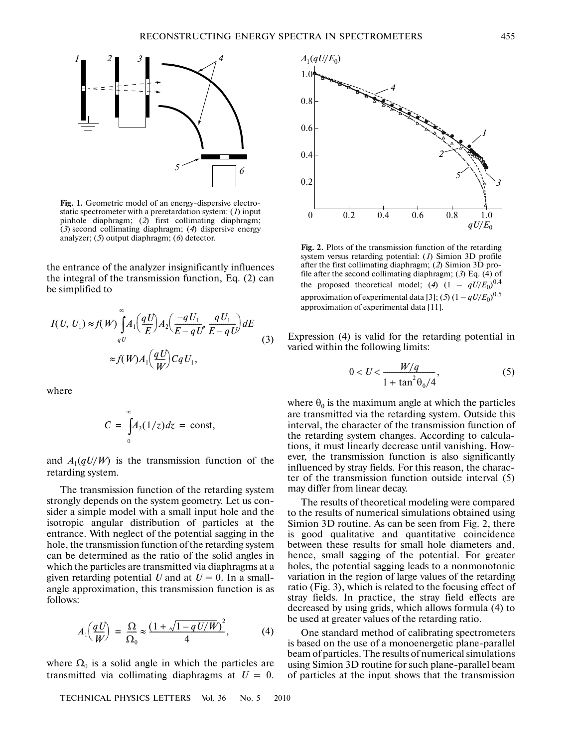Fig. 1. Geometric model of an energy-dispersive electrostatic spectrometer with a preretardation system: (*1*) input pinhole diaphragm; (*2*) first collimating diaphragm; (*3*) second collimating diaphragm; (*4*) dispersive energy analyzer; (*5*) output diaphragm; (*6*) detector.

the entrance of the analyzer insignificantly influences the integral of the transmission function, Eq. (2) can be simplified to

$$I(U, U_1) \approx f(W)\int_{qU}^{\infty} A_1\left(\frac{qU}{E}\right) A_2\left(\frac{-qU_1}{E-qU}, \frac{qU_1}{E-qU}\right) dE \approx f(W) A_1\left(\frac{qU}{W}\right) CqU_1, \tag{3}$$

where

$$C = \int_0^{\infty} A_2(1/z)dz = \text{const},$$

and $A_1(qU/W)$ is the transmission function of the retarding system.

The transmission function of the retarding system strongly depends on the system geometry. Let us consider a simple model with a small input hole and the isotropic angular distribution of particles at the entrance. With neglect of the potential sagging in the hole, the transmission function of the retarding system can be determined as the ratio of the solid angles in which the particles are transmitted via diaphragms at a given retarding potential $U$ and at $U = 0$. In a small-angle approximation, this transmission function is as follows:

$$A_1\left(\frac{qU}{W}\right) = \frac{\Omega}{\Omega_0} \approx \frac{(1+\sqrt{1-qU/W})^2}{4}, \tag{4}$$

where $\Omega_0$ is a solid angle in which the particles are transmitted via collimating diaphragms at $U = 0$.

Fig. 2. Plots of the transmission function of the retarding system versus retarding potential: (*1*) Simion 3D profile after the first collimating diaphragm; (*2*) Simion 3D profile after the second collimating diaphragm; (*3*) Eq. (4) of the proposed theoretical model; (*4*) $(1 - qU/E_0)^{0.4}$ approximation of experimental data [3]; (*5*) $(1 - qU/E_0)^{0.5}$ approximation of experimental data [11].

Expression (4) is valid for the retarding potential in varied within the following limits:

$$0 < U < \frac{W/q}{1 + \tan^2\theta_0/4}, \tag{5}$$

where $\theta_0$ is the maximum angle at which the particles are transmitted via the retarding system. Outside this interval, the character of the transmission function of the retarding system changes. According to calculations, it must linearly decrease until vanishing. However, the transmission function is also significantly influenced by stray fields. For this reason, the character of the transmission function outside interval (5) may differ from linear decay.

The results of theoretical modeling were compared to the results of numerical simulations obtained using Simion 3D routine. As can be seen from Fig. 2, there is good qualitative and quantitative coincidence between these results for small hole diameters and, hence, small sagging of the potential. For greater holes, the potential sagging leads to a nonmonotonic variation in the region of large values of the retarding ratio (Fig. 3), which is related to the focusing effect of stray fields. In practice, the stray field effects are decreased by using grids, which allows formula (4) to be used at greater values of the retarding ratio.

One standard method of calibrating spectrometers is based on the use of a monoenergetic plane-parallel beam of particles. The results of numerical simulations using Simion 3D routine for such plane-parallel beam of particles at the input shows that the transmission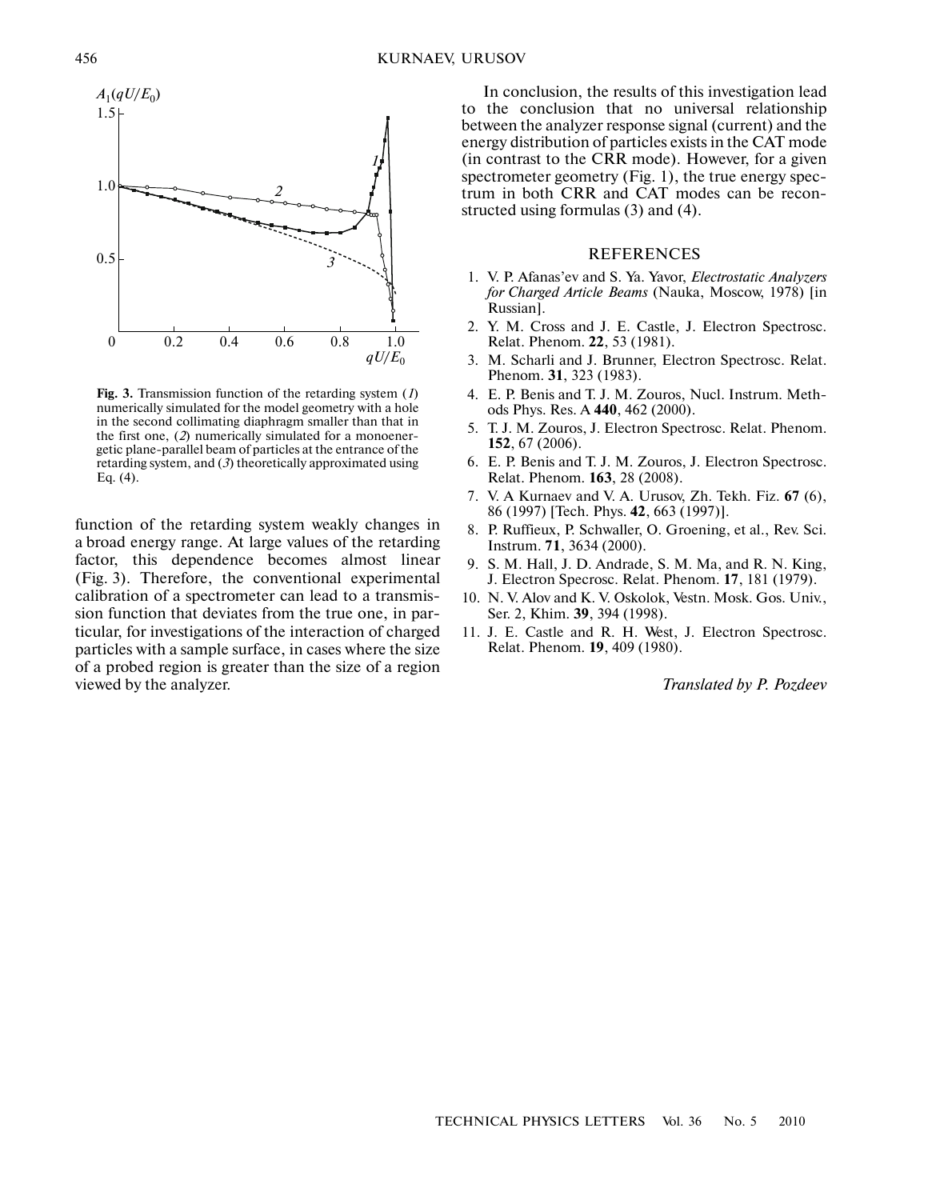$A_1(qU/E_0)$

1.5

1.0

0.5

0

0.2

0.4

0.6

0.8

1.0

$qU/E_0$

1

2

3

**Fig. 3.** Transmission function of the retarding system (*1*) numerically simulated for the model geometry with a hole in the second collimating diaphragm smaller than that in the first one, (*2*) numerically simulated for a monoenergetic plane-parallel beam of particles at the entrance of the retarding system, and (*3*) theoretically approximated using Eq. (4).

function of the retarding system weakly changes in a broad energy range. At large values of the retarding factor, this dependence becomes almost linear (Fig. 3). Therefore, the conventional experimental calibration of a spectrometer can lead to a transmission function that deviates from the true one, in particular, for investigations of the interaction of charged particles with a sample surface, in cases where the size of a probed region is greater than the size of a region viewed by the analyzer.

In conclusion, the results of this investigation lead to the conclusion that no universal relationship between the analyzer response signal (current) and the energy distribution of particles exists in the CAT mode (in contrast to the CRR mode). However, for a given spectrometer geometry (Fig. 1), the true energy spectrum in both CRR and CAT modes can be reconstructed using formulas (3) and (4).

## REFERENCES

1. V. P. Afanas'ev and S. Ya. Yavor, *Electrostatic Analyzers for Charged Article Beams* (Nauka, Moscow, 1978) [in Russian].
2. Y. M. Cross and J. E. Castle, J. Electron Spectrosc. Relat. Phenom. **22**, 53 (1981).
3. M. Scharli and J. Brunner, Electron Spectrosc. Relat. Phenom. **31**, 323 (1983).
4. E. P. Benis and T. J. M. Zouros, Nucl. Instrum. Methods Phys. Res. A **440**, 462 (2000).
5. T. J. M. Zouros, J. Electron Spectrosc. Relat. Phenom. **152**, 67 (2006).
6. E. P. Benis and T. J. M. Zouros, J. Electron Spectrosc. Relat. Phenom. **163**, 28 (2008).
7. V. A Kurnaev and V. A. Urusov, Zh. Tekh. Fiz. **67** (6), 86 (1997) [Tech. Phys. **42**, 663 (1997)].
8. P. Ruffieux, P. Schwaller, O. Groening, et al., Rev. Sci. Instrum. **71**, 3634 (2000).
9. S. M. Hall, J. D. Andrade, S. M. Ma, and R. N. King, J. Electron Specrosc. Relat. Phenom. **17**, 181 (1979).
10. N. V. Alov and K. V. Oskolok, Vestn. Mosk. Gos. Univ., Ser. 2, Khim. **39**, 394 (1998).
11. J. E. Castle and R. H. West, J. Electron Spectrosc. Relat. Phenom. **19**, 409 (1980).

*Translated by P. Pozdeev*